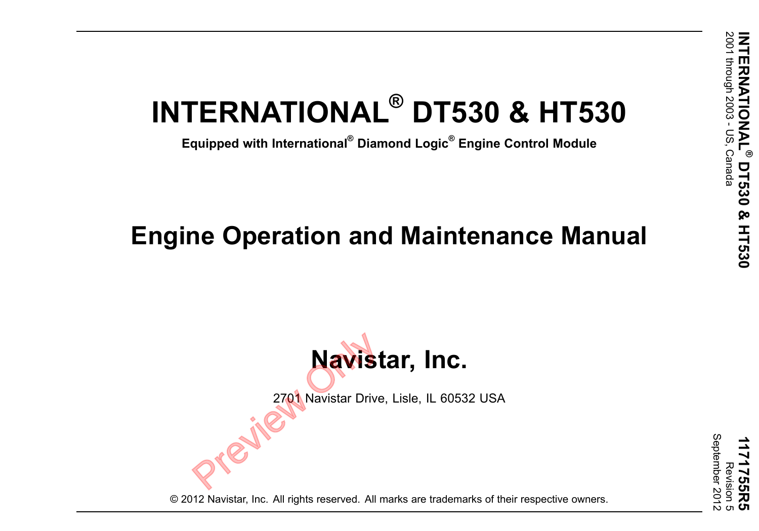# INTERNATIONAL® DT530 & HT530

**Equipped with International® Diamond Logic® Engine Control Module**

## Engine Operation and Maintenance Manual

## Navistar, Inc.

2701 Navistar Drive, Lisle, IL 60532 USA

© 2012 Navistar, Inc. All rights reserved. All marks are trademarks of their respective owners.

**INTERNATIONAL® DT530 & HT530**
2001 through 2003 - US, Canada

**1171755R5**
Revision 5
September 2012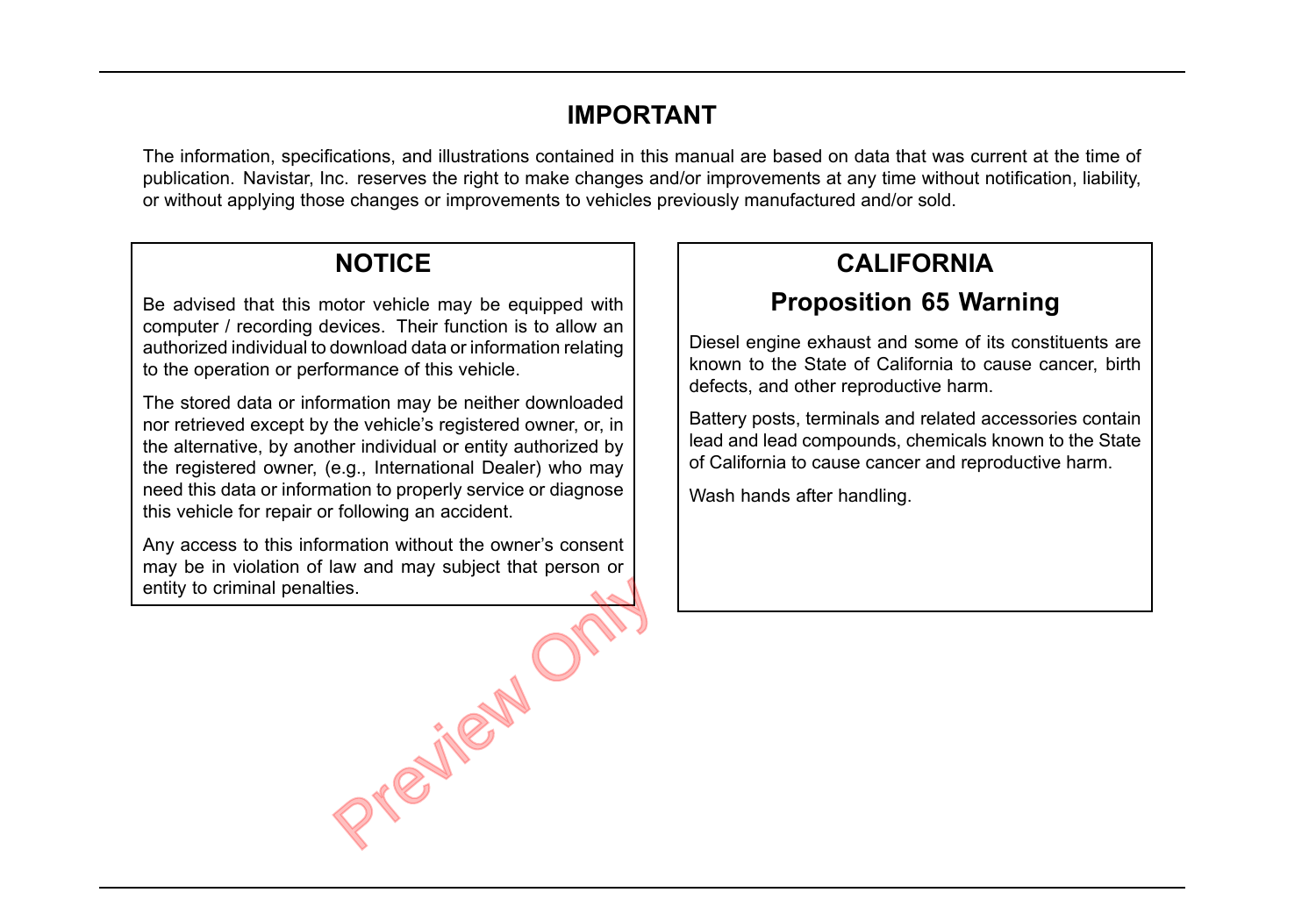# IMPORTANT

The information, specifications, and illustrations contained in this manual are based on data that was current at the time of publication. Navistar, Inc. reserves the right to make changes and/or improvements at any time without notification, liability, or without applying those changes or improvements to vehicles previously manufactured and/or sold.

## NOTICE

Be advised that this motor vehicle may be equipped with computer / recording devices. Their function is to allow an authorized individual to download data or information relating to the operation or performance of this vehicle.

The stored data or information may be neither downloaded nor retrieved except by the vehicle's registered owner, or, in the alternative, by another individual or entity authorized by the registered owner, (e.g., International Dealer) who may need this data or information to properly service or diagnose this vehicle for repair or following an accident.

Any access to this information without the owner's consent may be in violation of law and may subject that person or entity to criminal penalties.

## CALIFORNIA

## Proposition 65 Warning

Diesel engine exhaust and some of its constituents are known to the State of California to cause cancer, birth defects, and other reproductive harm.

Battery posts, terminals and related accessories contain lead and lead compounds, chemicals known to the State of California to cause cancer and reproductive harm.

Wash hands after handling.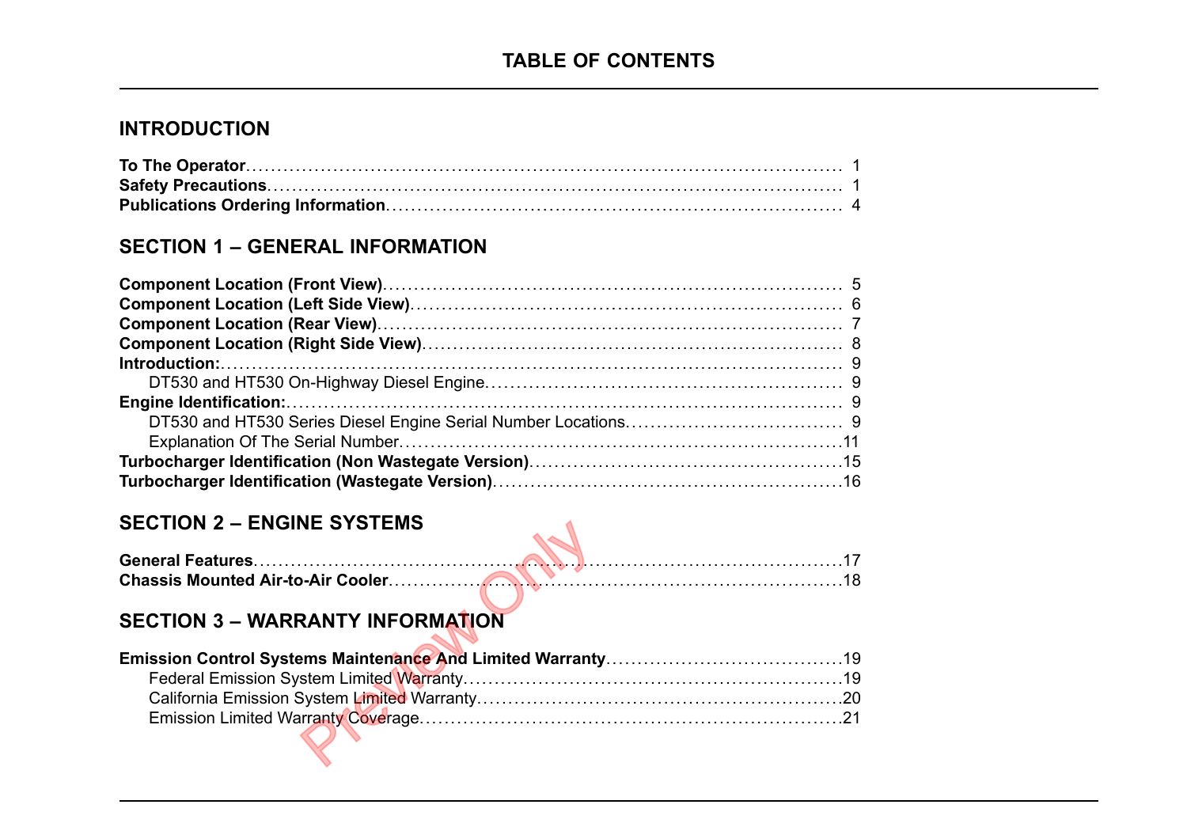# TABLE OF CONTENTS

## INTRODUCTION

**To The Operator** ........ 1
**Safety Precautions** ........ 1
**Publications Ordering Information** ........ 4

## SECTION 1 – GENERAL INFORMATION

**Component Location (Front View)** ........ 5
**Component Location (Left Side View)** ........ 6
**Component Location (Rear View)** ........ 7
**Component Location (Right Side View)** ........ 8
**Introduction:** ........ 9
  DT530 and HT530 On-Highway Diesel Engine ........ 9
**Engine Identification:** ........ 9
  DT530 and HT530 Series Diesel Engine Serial Number Locations ........ 9
  Explanation Of The Serial Number ........ 11
**Turbocharger Identification (Non Wastegate Version)** ........ 15
**Turbocharger Identification (Wastegate Version)** ........ 16

## SECTION 2 – ENGINE SYSTEMS

**General Features** ........ 17
**Chassis Mounted Air-to-Air Cooler** ........ 18

## SECTION 3 – WARRANTY INFORMATION

**Emission Control Systems Maintenance And Limited Warranty** ........ 19
  Federal Emission System Limited Warranty ........ 19
  California Emission System Limited Warranty ........ 20
  Emission Limited Warranty Coverage ........ 21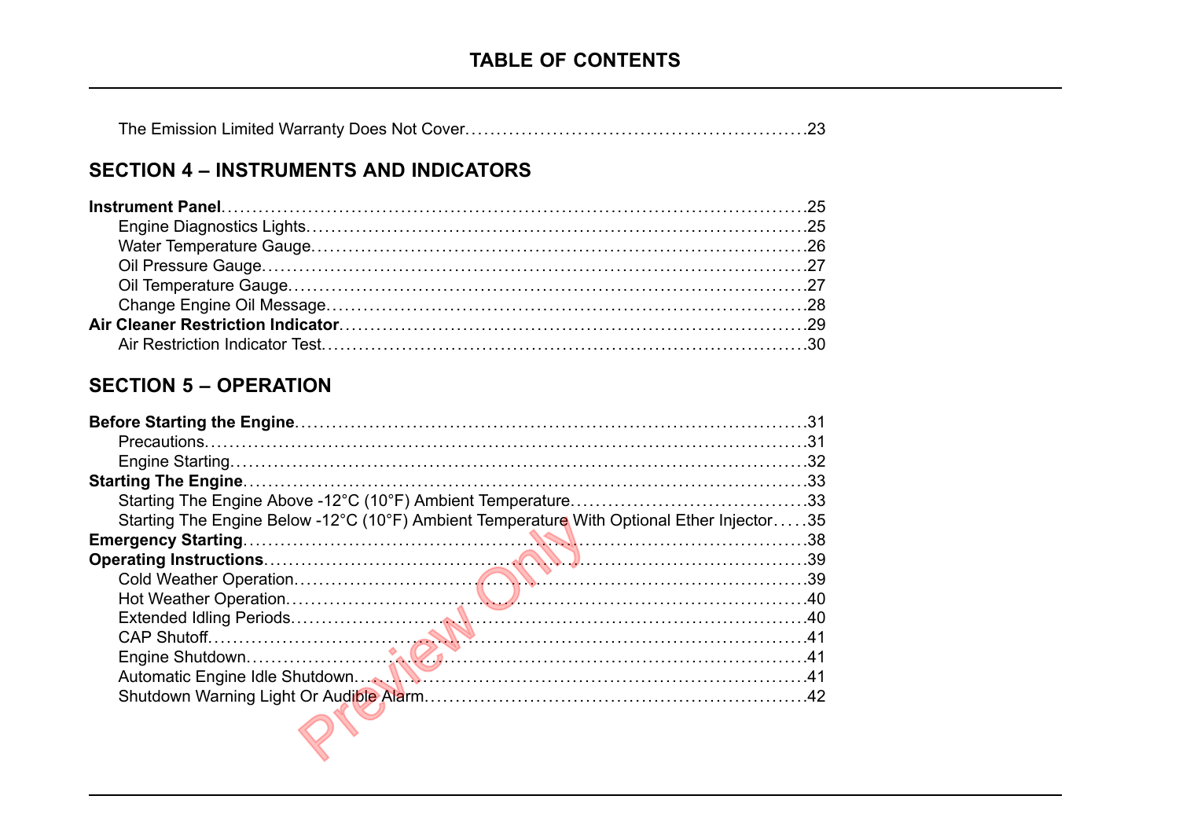# TABLE OF CONTENTS

The Emission Limited Warranty Does Not Cover....23

## SECTION 4 – INSTRUMENTS AND INDICATORS

**Instrument Panel**....25
- Engine Diagnostics Lights....25
- Water Temperature Gauge....26
- Oil Pressure Gauge....27
- Oil Temperature Gauge....27
- Change Engine Oil Message....28

**Air Cleaner Restriction Indicator**....29
- Air Restriction Indicator Test....30

## SECTION 5 – OPERATION

**Before Starting the Engine**....31
- Precautions....31
- Engine Starting....32

**Starting The Engine**....33
- Starting The Engine Above -12°C (10°F) Ambient Temperature....33
- Starting The Engine Below -12°C (10°F) Ambient Temperature With Optional Ether Injector....35

**Emergency Starting**....38

**Operating Instructions**....39
- Cold Weather Operation....39
- Hot Weather Operation....40
- Extended Idling Periods....40
- CAP Shutoff....41
- Engine Shutdown....41
- Automatic Engine Idle Shutdown....41
- Shutdown Warning Light Or Audible Alarm....42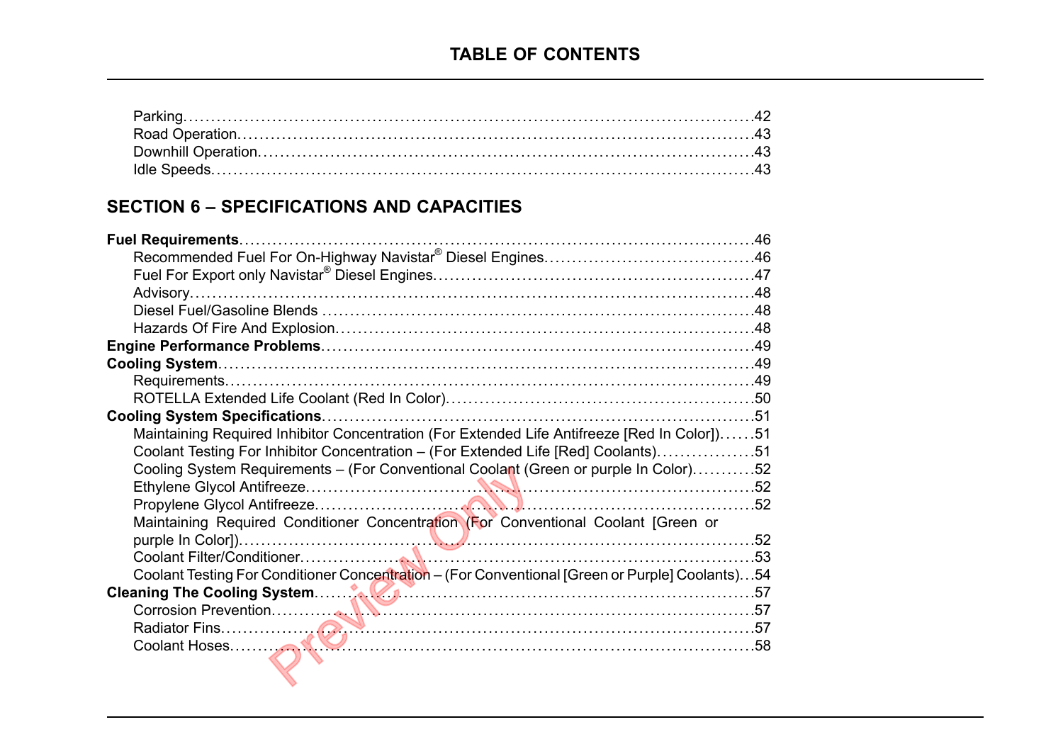## TABLE OF CONTENTS

Parking.....42
Road Operation.....43
Downhill Operation.....43
Idle Speeds.....43

## SECTION 6 – SPECIFICATIONS AND CAPACITIES

**Fuel Requirements**.....46
- Recommended Fuel For On-Highway Navistar® Diesel Engines.....46
- Fuel For Export only Navistar® Diesel Engines.....47
- Advisory.....48
- Diesel Fuel/Gasoline Blends.....48
- Hazards Of Fire And Explosion.....48

**Engine Performance Problems**.....49

**Cooling System**.....49
- Requirements.....49
- ROTELLA Extended Life Coolant (Red In Color).....50

**Cooling System Specifications**.....51
- Maintaining Required Inhibitor Concentration (For Extended Life Antifreeze [Red In Color]).....51
- Coolant Testing For Inhibitor Concentration – (For Extended Life [Red] Coolants).....51
- Cooling System Requirements – (For Conventional Coolant (Green or purple In Color).....52
- Ethylene Glycol Antifreeze.....52
- Propylene Glycol Antifreeze.....52
- Maintaining Required Conditioner Concentration (For Conventional Coolant [Green or purple In Color]).....52
- Coolant Filter/Conditioner.....53
- Coolant Testing For Conditioner Concentration – (For Conventional [Green or Purple] Coolants).....54

**Cleaning The Cooling System**.....57
- Corrosion Prevention.....57
- Radiator Fins.....57
- Coolant Hoses.....58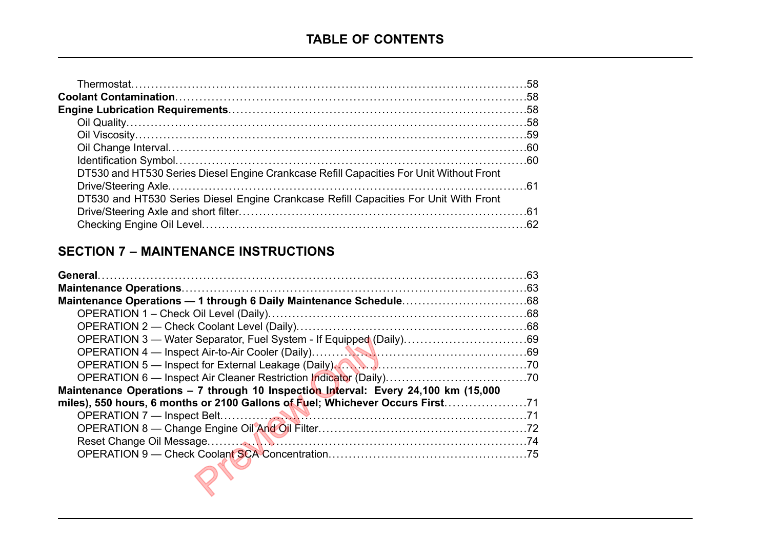# TABLE OF CONTENTS

Thermostat.....58
**Coolant Contamination**.....58
**Engine Lubrication Requirements**.....58
Oil Quality.....58
Oil Viscosity.....59
Oil Change Interval.....60
Identification Symbol.....60
DT530 and HT530 Series Diesel Engine Crankcase Refill Capacities For Unit Without Front Drive/Steering Axle.....61
DT530 and HT530 Series Diesel Engine Crankcase Refill Capacities For Unit With Front Drive/Steering Axle and short filter.....61
Checking Engine Oil Level.....62

## SECTION 7 – MAINTENANCE INSTRUCTIONS

**General**.....63
**Maintenance Operations**.....63
**Maintenance Operations — 1 through 6 Daily Maintenance Schedule**.....68
OPERATION 1 – Check Oil Level (Daily).....68
OPERATION 2 — Check Coolant Level (Daily).....68
OPERATION 3 — Water Separator, Fuel System - If Equipped (Daily).....69
OPERATION 4 — Inspect Air-to-Air Cooler (Daily).....69
OPERATION 5 — Inspect for External Leakage (Daily).....70
OPERATION 6 — Inspect Air Cleaner Restriction Indicator (Daily).....70
**Maintenance Operations – 7 through 10 Inspection Interval: Every 24,100 km (15,000 miles), 550 hours, 6 months or 2100 Gallons of Fuel; Whichever Occurs First**.....71
OPERATION 7 — Inspect Belt.....71
OPERATION 8 — Change Engine Oil And Oil Filter.....72
Reset Change Oil Message.....74
OPERATION 9 — Check Coolant SCA Concentration.....75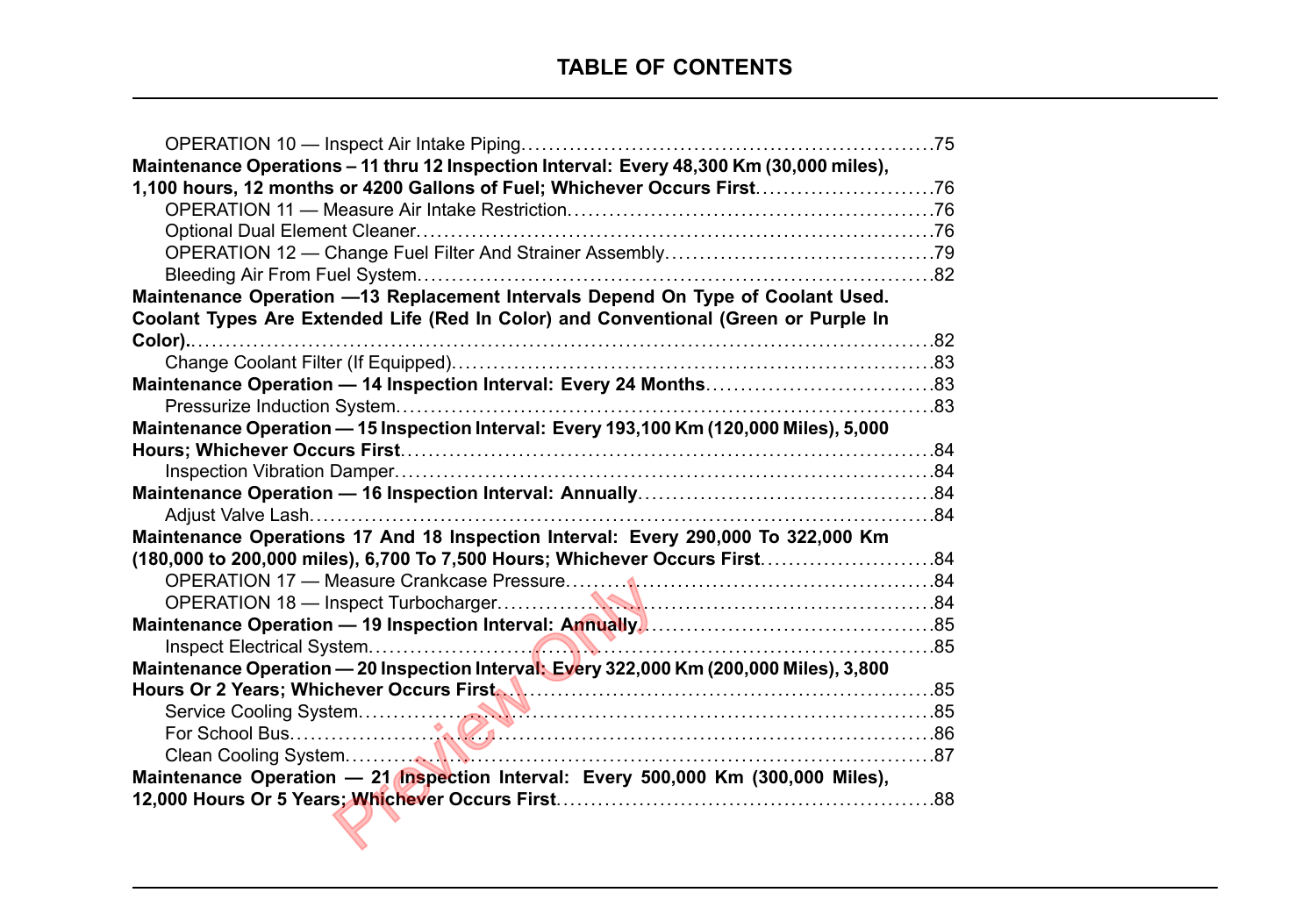## TABLE OF CONTENTS

OPERATION 10 — Inspect Air Intake Piping..........75

**Maintenance Operations – 11 thru 12 Inspection Interval: Every 48,300 Km (30,000 miles), 1,100 hours, 12 months or 4200 Gallons of Fuel; Whichever Occurs First..........76**

OPERATION 11 — Measure Air Intake Restriction..........76

Optional Dual Element Cleaner..........76

OPERATION 12 — Change Fuel Filter And Strainer Assembly..........79

Bleeding Air From Fuel System..........82

**Maintenance Operation —13 Replacement Intervals Depend On Type of Coolant Used. Coolant Types Are Extended Life (Red In Color) and Conventional (Green or Purple In Color)..........82**

Change Coolant Filter (If Equipped)..........83

**Maintenance Operation — 14 Inspection Interval: Every 24 Months..........83**

Pressurize Induction System..........83

**Maintenance Operation — 15 Inspection Interval: Every 193,100 Km (120,000 Miles), 5,000 Hours; Whichever Occurs First..........84**

Inspection Vibration Damper..........84

**Maintenance Operation — 16 Inspection Interval: Annually..........84**

Adjust Valve Lash..........84

**Maintenance Operations 17 And 18 Inspection Interval: Every 290,000 To 322,000 Km (180,000 to 200,000 miles), 6,700 To 7,500 Hours; Whichever Occurs First..........84**

OPERATION 17 — Measure Crankcase Pressure..........84

OPERATION 18 — Inspect Turbocharger..........84

**Maintenance Operation — 19 Inspection Interval: Annually..........85**

Inspect Electrical System..........85

**Maintenance Operation — 20 Inspection Interval: Every 322,000 Km (200,000 Miles), 3,800 Hours Or 2 Years; Whichever Occurs First..........85**

Service Cooling System..........85

For School Bus..........86

Clean Cooling System..........87

**Maintenance Operation — 21 Inspection Interval: Every 500,000 Km (300,000 Miles), 12,000 Hours Or 5 Years; Whichever Occurs First..........88**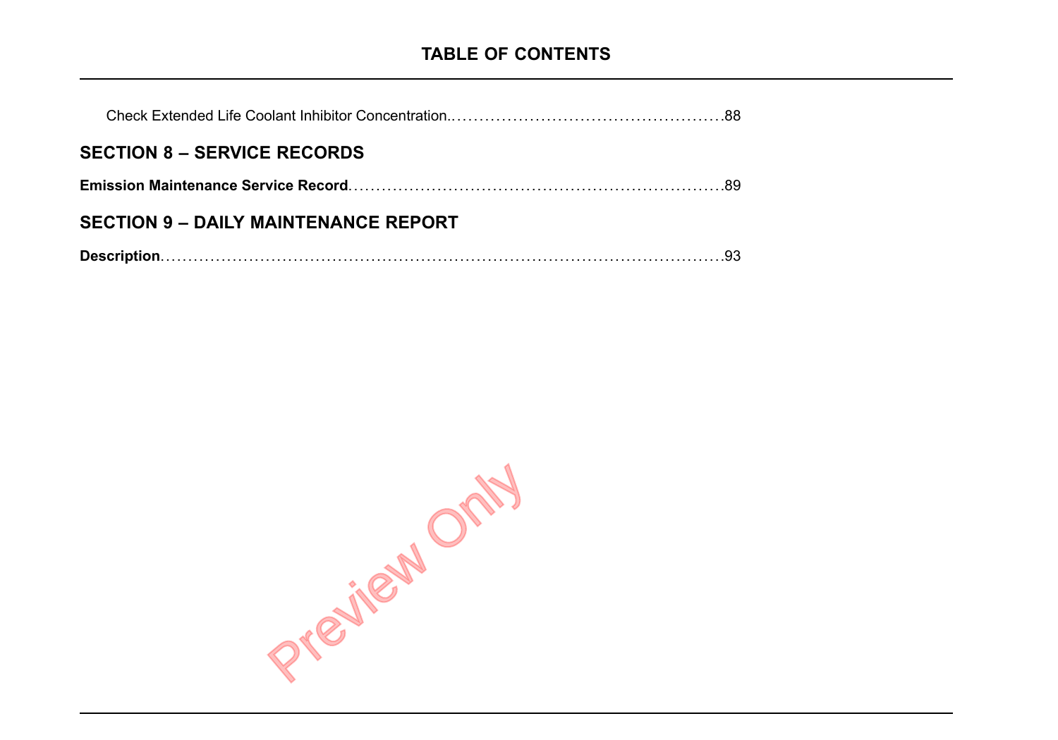## TABLE OF CONTENTS

Check Extended Life Coolant Inhibitor Concentration. .......................................... 88

## SECTION 8 – SERVICE RECORDS

**Emission Maintenance Service Record** .......................................... 89

## SECTION 9 – DAILY MAINTENANCE REPORT

**Description** .......................................... 93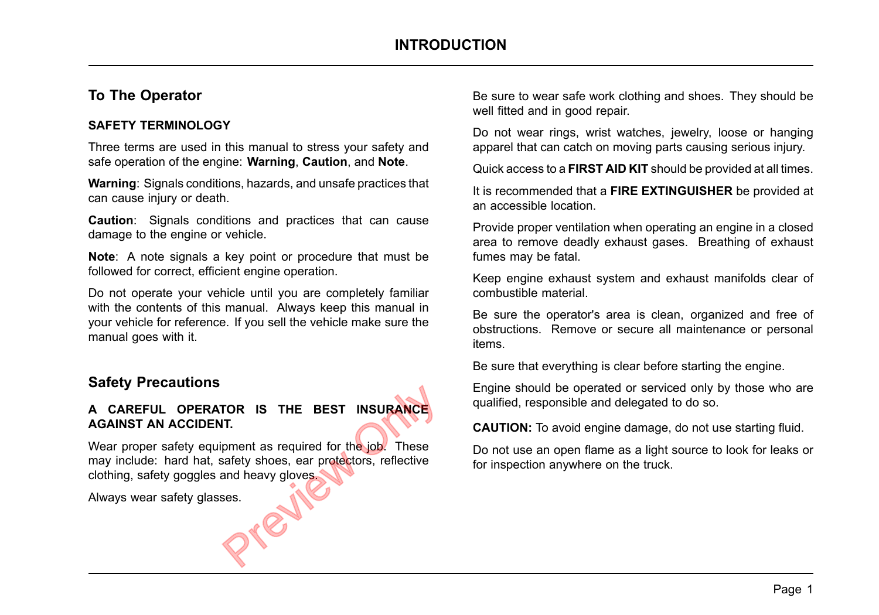# INTRODUCTION

## To The Operator

### SAFETY TERMINOLOGY

Three terms are used in this manual to stress your safety and safe operation of the engine: **Warning**, **Caution**, and **Note**.

**Warning**: Signals conditions, hazards, and unsafe practices that can cause injury or death.

**Caution**: Signals conditions and practices that can cause damage to the engine or vehicle.

**Note**: A note signals a key point or procedure that must be followed for correct, efficient engine operation.

Do not operate your vehicle until you are completely familiar with the contents of this manual. Always keep this manual in your vehicle for reference. If you sell the vehicle make sure the manual goes with it.

## Safety Precautions

**A CAREFUL OPERATOR IS THE BEST INSURANCE AGAINST AN ACCIDENT.**

Wear proper safety equipment as required for the job. These may include: hard hat, safety shoes, ear protectors, reflective clothing, safety goggles and heavy gloves.

Always wear safety glasses.

Be sure to wear safe work clothing and shoes. They should be well fitted and in good repair.

Do not wear rings, wrist watches, jewelry, loose or hanging apparel that can catch on moving parts causing serious injury.

Quick access to a **FIRST AID KIT** should be provided at all times.

It is recommended that a **FIRE EXTINGUISHER** be provided at an accessible location.

Provide proper ventilation when operating an engine in a closed area to remove deadly exhaust gases. Breathing of exhaust fumes may be fatal.

Keep engine exhaust system and exhaust manifolds clear of combustible material.

Be sure the operator's area is clean, organized and free of obstructions. Remove or secure all maintenance or personal items.

Be sure that everything is clear before starting the engine.

Engine should be operated or serviced only by those who are qualified, responsible and delegated to do so.

**CAUTION:** To avoid engine damage, do not use starting fluid.

Do not use an open flame as a light source to look for leaks or for inspection anywhere on the truck.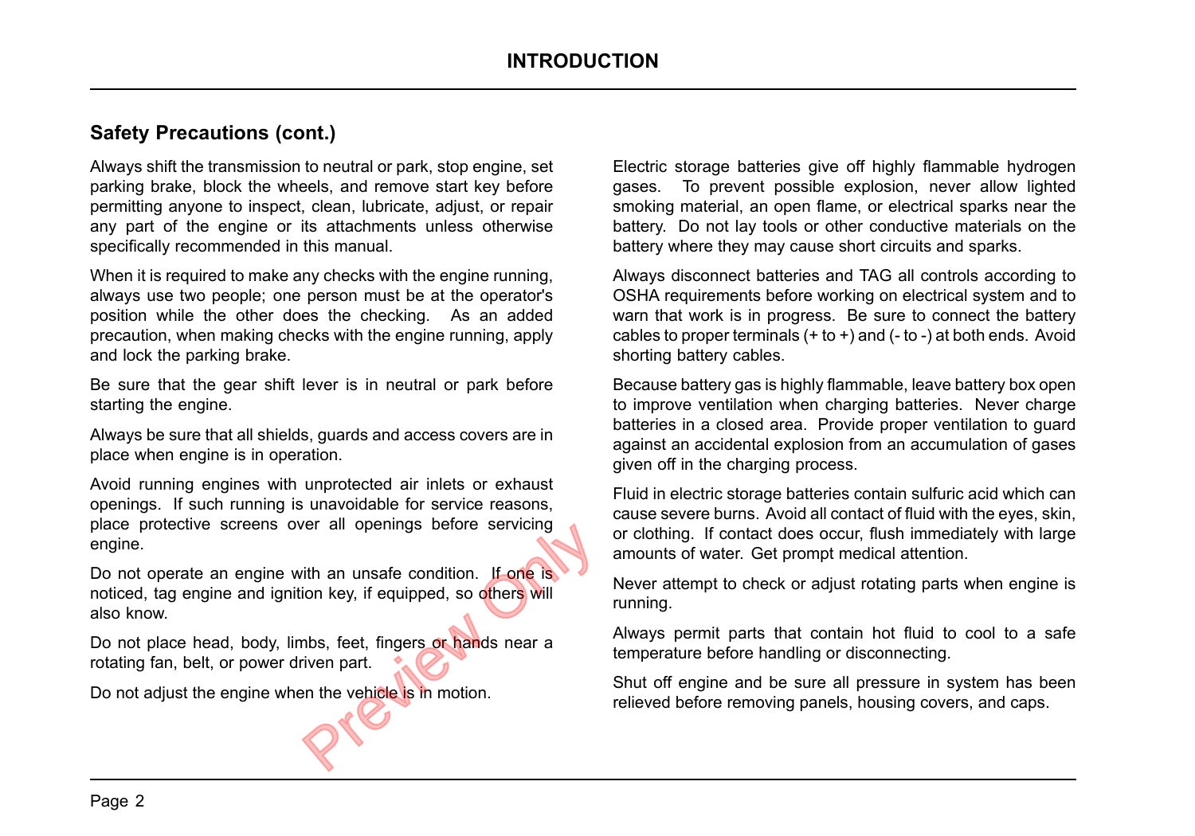## Safety Precautions (cont.)

Always shift the transmission to neutral or park, stop engine, set parking brake, block the wheels, and remove start key before permitting anyone to inspect, clean, lubricate, adjust, or repair any part of the engine or its attachments unless otherwise specifically recommended in this manual.

When it is required to make any checks with the engine running, always use two people; one person must be at the operator's position while the other does the checking. As an added precaution, when making checks with the engine running, apply and lock the parking brake.

Be sure that the gear shift lever is in neutral or park before starting the engine.

Always be sure that all shields, guards and access covers are in place when engine is in operation.

Avoid running engines with unprotected air inlets or exhaust openings. If such running is unavoidable for service reasons, place protective screens over all openings before servicing engine.

Do not operate an engine with an unsafe condition. If one is noticed, tag engine and ignition key, if equipped, so others will also know.

Do not place head, body, limbs, feet, fingers or hands near a rotating fan, belt, or power driven part.

Do not adjust the engine when the vehicle is in motion.

Electric storage batteries give off highly flammable hydrogen gases. To prevent possible explosion, never allow lighted smoking material, an open flame, or electrical sparks near the battery. Do not lay tools or other conductive materials on the battery where they may cause short circuits and sparks.

Always disconnect batteries and TAG all controls according to OSHA requirements before working on electrical system and to warn that work is in progress. Be sure to connect the battery cables to proper terminals (+ to +) and (- to -) at both ends. Avoid shorting battery cables.

Because battery gas is highly flammable, leave battery box open to improve ventilation when charging batteries. Never charge batteries in a closed area. Provide proper ventilation to guard against an accidental explosion from an accumulation of gases given off in the charging process.

Fluid in electric storage batteries contain sulfuric acid which can cause severe burns. Avoid all contact of fluid with the eyes, skin, or clothing. If contact does occur, flush immediately with large amounts of water. Get prompt medical attention.

Never attempt to check or adjust rotating parts when engine is running.

Always permit parts that contain hot fluid to cool to a safe temperature before handling or disconnecting.

Shut off engine and be sure all pressure in system has been relieved before removing panels, housing covers, and caps.